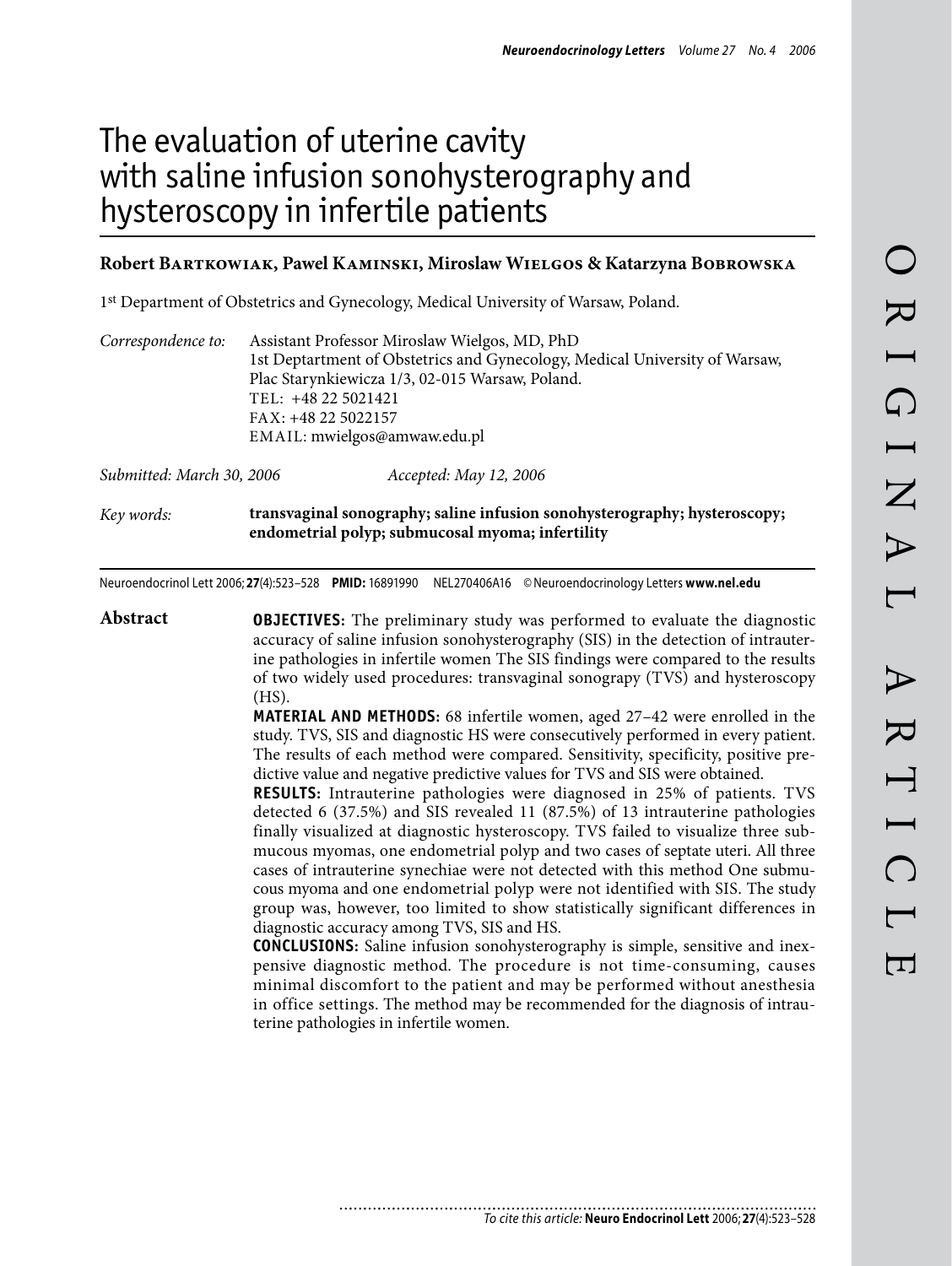# The evaluation of uterine cavity with saline infusion sonohysterography and hysteroscopy in infertile patients

**Robert Bartkowiak, Pawel Kaminski, Miroslaw Wielgos & Katarzyna Bobrowska**

1st Department of Obstetrics and Gynecology, Medical University of Warsaw, Poland.

*Correspondence to:* Assistant Professor Miroslaw Wielgos, MD, PhD
1st Deptartment of Obstetrics and Gynecology, Medical University of Warsaw,
Plac Starynkiewicza 1/3, 02-015 Warsaw, Poland.
TEL: +48 22 5021421
FAX: +48 22 5022157
EMAIL: mwielgos@amwaw.edu.pl

*Submitted: March 30, 2006* *Accepted: May 12, 2006*

*Key words:* **transvaginal sonography; saline infusion sonohysterography; hysteroscopy; endometrial polyp; submucosal myoma; infertility**

Neuroendocrinol Lett 2006; **27**(4):523–528 **PMID:** 16891990 NEL270406A16 © Neuroendocrinology Letters **www.nel.edu**

## Abstract

**OBJECTIVES:** The preliminary study was performed to evaluate the diagnostic accuracy of saline infusion sonohysterography (SIS) in the detection of intrauterine pathologies in infertile women The SIS findings were compared to the results of two widely used procedures: transvaginal sonograpy (TVS) and hysteroscopy (HS).

**MATERIAL AND METHODS:** 68 infertile women, aged 27–42 were enrolled in the study. TVS, SIS and diagnostic HS were consecutively performed in every patient. The results of each method were compared. Sensitivity, specificity, positive predictive value and negative predictive values for TVS and SIS were obtained.

**RESULTS:** Intrauterine pathologies were diagnosed in 25% of patients. TVS detected 6 (37.5%) and SIS revealed 11 (87.5%) of 13 intrauterine pathologies finally visualized at diagnostic hysteroscopy. TVS failed to visualize three submucous myomas, one endometrial polyp and two cases of septate uteri. All three cases of intrauterine synechiae were not detected with this method One submucous myoma and one endometrial polyp were not identified with SIS. The study group was, however, too limited to show statistically significant differences in diagnostic accuracy among TVS, SIS and HS.

**CONCLUSIONS:** Saline infusion sonohysterography is simple, sensitive and inexpensive diagnostic method. The procedure is not time-consuming, causes minimal discomfort to the patient and may be performed without anesthesia in office settings. The method may be recommended for the diagnosis of intrauterine pathologies in infertile women.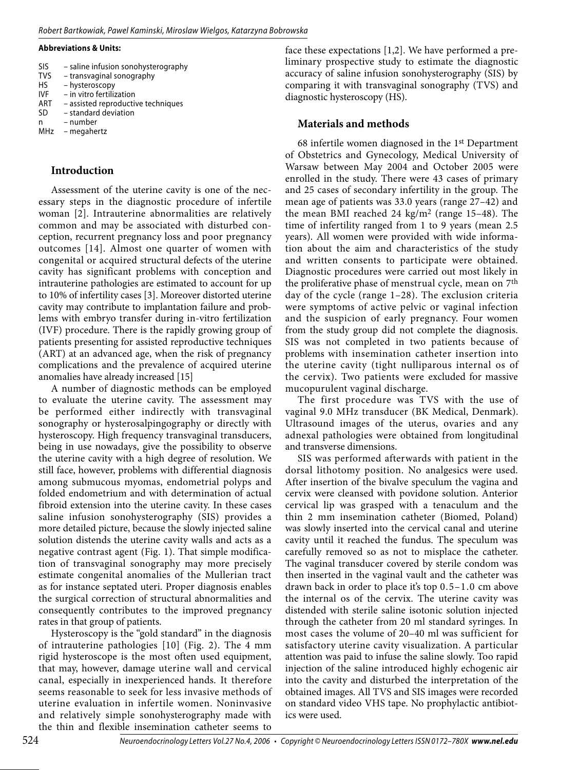**Abbreviations & Units:**

SIS – saline infusion sonohysterography
TVS – transvaginal sonography
HS – hysteroscopy
IVF – in vitro fertilization
ART – assisted reproductive techniques
SD – standard deviation
n – number
MHz – megahertz

## Introduction

Assessment of the uterine cavity is one of the necessary steps in the diagnostic procedure of infertile woman [2]. Intrauterine abnormalities are relatively common and may be associated with disturbed conception, recurrent pregnancy loss and poor pregnancy outcomes [14]. Almost one quarter of women with congenital or acquired structural defects of the uterine cavity has significant problems with conception and intrauterine pathologies are estimated to account for up to 10% of infertility cases [3]. Moreover distorted uterine cavity may contribute to implantation failure and problems with embryo transfer during in-vitro fertilization (IVF) procedure. There is the rapidly growing group of patients presenting for assisted reproductive techniques (ART) at an advanced age, when the risk of pregnancy complications and the prevalence of acquired uterine anomalies have already increased [15]

A number of diagnostic methods can be employed to evaluate the uterine cavity. The assessment may be performed either indirectly with transvaginal sonography or hysterosalpingography or directly with hysteroscopy. High frequency transvaginal transducers, being in use nowadays, give the possibility to observe the uterine cavity with a high degree of resolution. We still face, however, problems with differential diagnosis among submucous myomas, endometrial polyps and folded endometrium and with determination of actual fibroid extension into the uterine cavity. In these cases saline infusion sonohysterography (SIS) provides a more detailed picture, because the slowly injected saline solution distends the uterine cavity walls and acts as a negative contrast agent (Fig. 1). That simple modification of transvaginal sonography may more precisely estimate congenital anomalies of the Mullerian tract as for instance septated uteri. Proper diagnosis enables the surgical correction of structural abnormalities and consequently contributes to the improved pregnancy rates in that group of patients.

Hysteroscopy is the "gold standard" in the diagnosis of intrauterine pathologies [10] (Fig. 2). The 4 mm rigid hysteroscope is the most often used equipment, that may, however, damage uterine wall and cervical canal, especially in inexperienced hands. It therefore seems reasonable to seek for less invasive methods of uterine evaluation in infertile women. Noninvasive and relatively simple sonohysterography made with the thin and flexible insemination catheter seems to face these expectations [1,2]. We have performed a preliminary prospective study to estimate the diagnostic accuracy of saline infusion sonohysterography (SIS) by comparing it with transvaginal sonography (TVS) and diagnostic hysteroscopy (HS).

## Materials and methods

68 infertile women diagnosed in the 1st Department of Obstetrics and Gynecology, Medical University of Warsaw between May 2004 and October 2005 were enrolled in the study. There were 43 cases of primary and 25 cases of secondary infertility in the group. The mean age of patients was 33.0 years (range 27–42) and the mean BMI reached 24 kg/m$^2$ (range 15–48). The time of infertility ranged from 1 to 9 years (mean 2.5 years). All women were provided with wide information about the aim and characteristics of the study and written consents to participate were obtained. Diagnostic procedures were carried out most likely in the proliferative phase of menstrual cycle, mean on 7th day of the cycle (range 1–28). The exclusion criteria were symptoms of active pelvic or vaginal infection and the suspicion of early pregnancy. Four women from the study group did not complete the diagnosis. SIS was not completed in two patients because of problems with insemination catheter insertion into the uterine cavity (tight nulliparous internal os of the cervix). Two patients were excluded for massive mucopurulent vaginal discharge.

The first procedure was TVS with the use of vaginal 9.0 MHz transducer (BK Medical, Denmark). Ultrasound images of the uterus, ovaries and any adnexal pathologies were obtained from longitudinal and transverse dimensions.

SIS was performed afterwards with patient in the dorsal lithotomy position. No analgesics were used. After insertion of the bivalve speculum the vagina and cervix were cleansed with povidone solution. Anterior cervical lip was grasped with a tenaculum and the thin 2 mm insemination catheter (Biomed, Poland) was slowly inserted into the cervical canal and uterine cavity until it reached the fundus. The speculum was carefully removed so as not to misplace the catheter. The vaginal transducer covered by sterile condom was then inserted in the vaginal vault and the catheter was drawn back in order to place it's top 0.5–1.0 cm above the internal os of the cervix. The uterine cavity was distended with sterile saline isotonic solution injected through the catheter from 20 ml standard syringes. In most cases the volume of 20–40 ml was sufficient for satisfactory uterine cavity visualization. A particular attention was paid to infuse the saline slowly. Too rapid injection of the saline introduced highly echogenic air into the cavity and disturbed the interpretation of the obtained images. All TVS and SIS images were recorded on standard video VHS tape. No prophylactic antibiotics were used.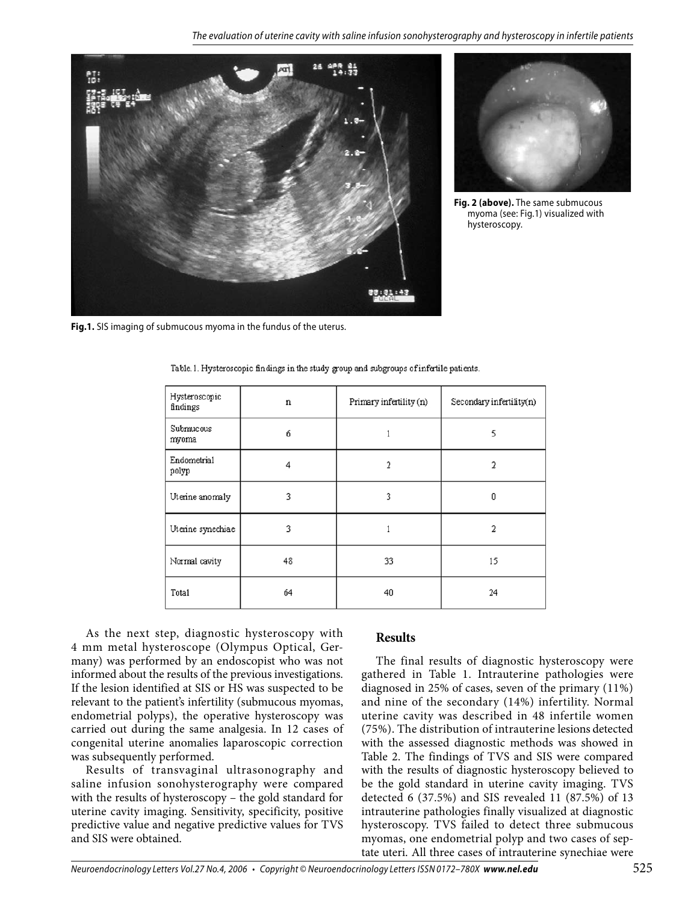Fig.1. SIS imaging of submucous myoma in the fundus of the uterus.

Fig. 2 (above). The same submucous myoma (see: Fig.1) visualized with hysteroscopy.

Table 1. Hysteroscopic findings in the study group and subgroups of infertile patients.

| Hysteroscopic findings | n | Primary infertility (n) | Secondary infertility(n) |
|---|---|---|---|
| Submucous myoma | 6 | 1 | 5 |
| Endometrial polyp | 4 | 2 | 2 |
| Uterine anomaly | 3 | 3 | 0 |
| Uterine synechiae | 3 | 1 | 2 |
| Normal cavity | 48 | 33 | 15 |
| Total | 64 | 40 | 24 |

As the next step, diagnostic hysteroscopy with 4 mm metal hysteroscope (Olympus Optical, Germany) was performed by an endoscopist who was not informed about the results of the previous investigations. If the lesion identified at SIS or HS was suspected to be relevant to the patient's infertility (submucous myomas, endometrial polyps), the operative hysteroscopy was carried out during the same analgesia. In 12 cases of congenital uterine anomalies laparoscopic correction was subsequently performed.

Results of transvaginal ultrasonography and saline infusion sonohysterography were compared with the results of hysteroscopy – the gold standard for uterine cavity imaging. Sensitivity, specificity, positive predictive value and negative predictive values for TVS and SIS were obtained.

## Results

The final results of diagnostic hysteroscopy were gathered in Table 1. Intrauterine pathologies were diagnosed in 25% of cases, seven of the primary (11%) and nine of the secondary (14%) infertility. Normal uterine cavity was described in 48 infertile women (75%). The distribution of intrauterine lesions detected with the assessed diagnostic methods was showed in Table 2. The findings of TVS and SIS were compared with the results of diagnostic hysteroscopy believed to be the gold standard in uterine cavity imaging. TVS detected 6 (37.5%) and SIS revealed 11 (87.5%) of 13 intrauterine pathologies finally visualized at diagnostic hysteroscopy. TVS failed to detect three submucous myomas, one endometrial polyp and two cases of septate uteri. All three cases of intrauterine synechiae were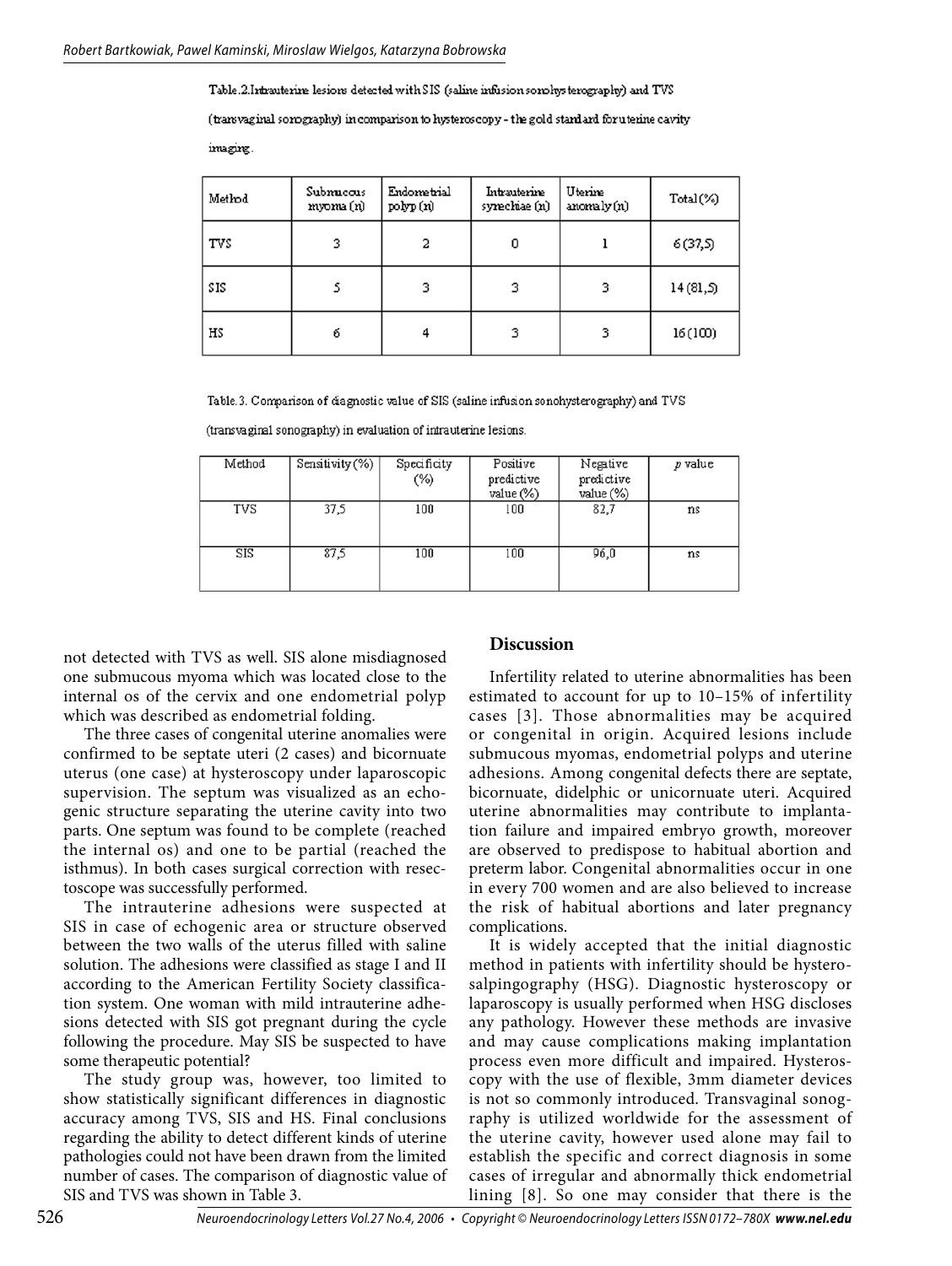Table.2. Intrauterine lesions detected with SIS (saline infusion sonohysterography) and TVS (transvaginal sonography) in comparison to hysteroscopy - the gold standard for uterine cavity imaging.

| Method | Submucous myoma (n) | Endometrial polyp (n) | Intrauterine synechiae (n) | Uterine anomaly (n) | Total (%) |
|---|---|---|---|---|---|
| TVS | 3 | 2 | 0 | 1 | 6 (37,5) |
| SIS | 5 | 3 | 3 | 3 | 14 (81,5) |
| HS | 6 | 4 | 3 | 3 | 16 (100) |

Table.3. Comparison of diagnostic value of SIS (saline infusion sonohysterography) and TVS (transvaginal sonography) in evaluation of intrauterine lesions.

| Method | Sensitivity (%) | Specificity (%) | Positive predictive value (%) | Negative predictive value (%) | *p* value |
|---|---|---|---|---|---|
| TVS | 37,5 | 100 | 100 | 82,7 | ns |
| SIS | 87,5 | 100 | 100 | 96,0 | ns |

not detected with TVS as well. SIS alone misdiagnosed one submucous myoma which was located close to the internal os of the cervix and one endometrial polyp which was described as endometrial folding.

The three cases of congenital uterine anomalies were confirmed to be septate uteri (2 cases) and bicornuate uterus (one case) at hysteroscopy under laparoscopic supervision. The septum was visualized as an echogenic structure separating the uterine cavity into two parts. One septum was found to be complete (reached the internal os) and one to be partial (reached the isthmus). In both cases surgical correction with resectoscope was successfully performed.

The intrauterine adhesions were suspected at SIS in case of echogenic area or structure observed between the two walls of the uterus filled with saline solution. The adhesions were classified as stage I and II according to the American Fertility Society classification system. One woman with mild intrauterine adhesions detected with SIS got pregnant during the cycle following the procedure. May SIS be suspected to have some therapeutic potential?

The study group was, however, too limited to show statistically significant differences in diagnostic accuracy among TVS, SIS and HS. Final conclusions regarding the ability to detect different kinds of uterine pathologies could not have been drawn from the limited number of cases. The comparison of diagnostic value of SIS and TVS was shown in Table 3.

## Discussion

Infertility related to uterine abnormalities has been estimated to account for up to 10–15% of infertility cases [3]. Those abnormalities may be acquired or congenital in origin. Acquired lesions include submucous myomas, endometrial polyps and uterine adhesions. Among congenital defects there are septate, bicornuate, didelphic or unicornuate uteri. Acquired uterine abnormalities may contribute to implantation failure and impaired embryo growth, moreover are observed to predispose to habitual abortion and preterm labor. Congenital abnormalities occur in one in every 700 women and are also believed to increase the risk of habitual abortions and later pregnancy complications.

It is widely accepted that the initial diagnostic method in patients with infertility should be hysterosalpingography (HSG). Diagnostic hysteroscopy or laparoscopy is usually performed when HSG discloses any pathology. However these methods are invasive and may cause complications making implantation process even more difficult and impaired. Hysteroscopy with the use of flexible, 3mm diameter devices is not so commonly introduced. Transvaginal sonography is utilized worldwide for the assessment of the uterine cavity, however used alone may fail to establish the specific and correct diagnosis in some cases of irregular and abnormally thick endometrial lining [8]. So one may consider that there is the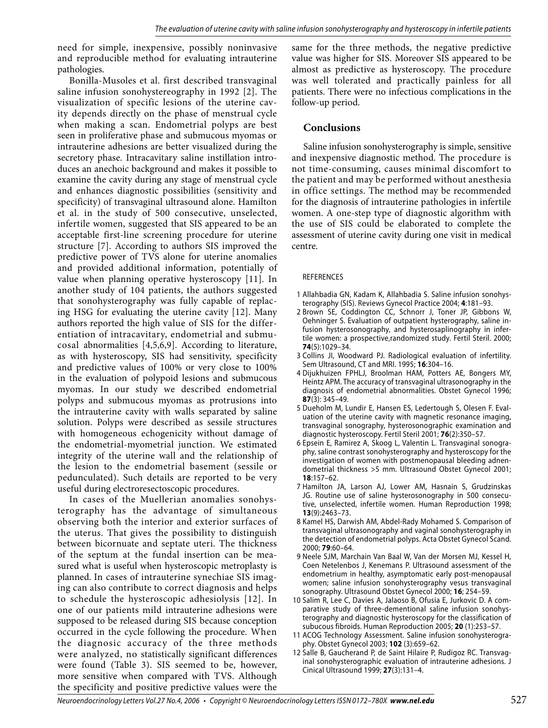need for simple, inexpensive, possibly noninvasive and reproducible method for evaluating intrauterine pathologies.

Bonilla-Musoles et al. first described transvaginal saline infusion sonohystereography in 1992 [2]. The visualization of specific lesions of the uterine cavity depends directly on the phase of menstrual cycle when making a scan. Endometrial polyps are best seen in proliferative phase and submucous myomas or intrauterine adhesions are better visualized during the secretory phase. Intracavitary saline instillation introduces an anechoic background and makes it possible to examine the cavity during any stage of menstrual cycle and enhances diagnostic possibilities (sensitivity and specificity) of transvaginal ultrasound alone. Hamilton et al. in the study of 500 consecutive, unselected, infertile women, suggested that SIS appeared to be an acceptable first-line screening procedure for uterine structure [7]. According to authors SIS improved the predictive power of TVS alone for uterine anomalies and provided additional information, potentially of value when planning operative hysteroscopy [11]. In another study of 104 patients, the authors suggested that sonohysterography was fully capable of replacing HSG for evaluating the uterine cavity [12]. Many authors reported the high value of SIS for the differentiation of intracavitary, endometrial and submucosal abnormalities [4,5,6,9]. According to literature, as with hysteroscopy, SIS had sensitivity, specificity and predictive values of 100% or very close to 100% in the evaluation of polypoid lesions and submucous myomas. In our study we described endometrial polyps and submucous myomas as protrusions into the intrauterine cavity with walls separated by saline solution. Polyps were described as sessile structures with homogeneous echogenicity without damage of the endometrial-myometrial junction. We estimated integrity of the uterine wall and the relationship of the lesion to the endometrial basement (sessile or pedunculated). Such details are reported to be very useful during electroresectoscopic procedures.

In cases of the Muellerian anomalies sonohysterography has the advantage of simultaneous observing both the interior and exterior surfaces of the uterus. That gives the possibility to distinguish between bicornuate and septate uteri. The thickness of the septum at the fundal insertion can be measured what is useful when hysteroscopic metroplasty is planned. In cases of intrauterine synechiae SIS imaging can also contribute to correct diagnosis and helps to schedule the hysteroscopic adhesiolysis [12]. In one of our patients mild intrauterine adhesions were supposed to be released during SIS because conception occurred in the cycle following the procedure. When the diagnosic accuracy of the three methods were analyzed, no statistically significant differences were found (Table 3). SIS seemed to be, however, more sensitive when compared with TVS. Although the specificity and positive predictive values were the same for the three methods, the negative predictive value was higher for SIS. Moreover SIS appeared to be almost as predictive as hysteroscopy. The procedure was well tolerated and practically painless for all patients. There were no infectious complications in the follow-up period.

## Conclusions

Saline infusion sonohysterography is simple, sensitive and inexpensive diagnostic method. The procedure is not time-consuming, causes minimal discomfort to the patient and may be performed without anesthesia in office settings. The method may be recommended for the diagnosis of intrauterine pathologies in infertile women. A one-step type of diagnostic algorithm with the use of SIS could be elaborated to complete the assessment of uterine cavity during one visit in medical centre.

REFERENCES

1. Allahbadia GN, Kadam K, Allahbadia S. Saline infusion sonohysterography (SIS). Reviews Gynecol Practice 2004; **4**:181–93.
2. Brown SE, Coddington CC, Schnorr J, Toner JP, Gibbons W, Oehninger S. Evaluation of outpatient hysterography, saline infusion hysterosonography, and hysterosaplinography in infertile women: a prospective,randomized study. Fertil Steril. 2000; **74**(5):1029–34.
3. Collins JI, Woodward PJ. Radiological evaluation of infertility. Sem Ultrasound, CT and MRI. 1995; **16**:304–16.
4. Dijukhuizen FPHLJ, Broolman HAM, Potters AE, Bongers MY, Heintz APM. The accuracy of transvaginal ultrasonography in the diagnosis of endometrial abnormalities. Obstet Gynecol 1996; **87**(3): 345–49.
5. Dueholm M, Lundir E, Hansen ES, Ledertough S, Olesen F. Evaluation of the uterine cavity with magnetic resonance imaging, transvaginal sonography, hysterosonographic examination and diagnostic hysteroscopy. Fertil Steril 2001; **76**(2):350–57.
6. Epsein E, Ramirez A, Skoog L, Valentin L. Transvaginal sonography, saline contrast sonohysterography and hysteroscopy for the investigation of women with postmenopausal bleeding adnendometrial thickness >5 mm. Ultrasound Obstet Gynecol 2001; **18**:157–62.
7. Hamilton JA, Larson AJ, Lower AM, Hasnain S, Grudzinskas JG. Routine use of saline hysterosonography in 500 consecutive, unselected, infertile women. Human Reproduction 1998; **13**(9):2463–73.
8. Kamel HS, Darwish AM, Abdel-Rady Mohamed S. Comparison of transvaginal ultrasonography and vaginal sonohysterography in the detection of endometrial polyps. Acta Obstet Gynecol Scand. 2000; **79**:60–64.
9. Neele SJM, Marchain Van Baal W, Van der Morsen MJ, Kessel H, Coen Netelenbos J, Kenemans P. Ultrasound assessment of the endometrium in healthy, asymptomatic early post-menopausal women; saline infusion sonohysterography vesus transvaginal sonography. Ultrasound Obstet Gynecol 2000; **16**; 254–59.
10. Salim R, Lee C, Davies A, Jalaoso B, Ofusia E, Jurkovic D. A comparative study of three-dementional saline infusion sonohysterography and diagnostic hysteroscopy for the classification of subucous fibroids. Human Reproduction 2005; **20** (1):253–57.
11. ACOG Technology Assessment. Saline infusion sonohysterography. Obstet Gynecol 2003; **102** (3):659–62.
12. Salle B, Gaucherand P, de Saint Hilaire P, Rudigoz RC. Transvaginal sonohysterographic evaluation of intrauterine adhesions. J Cinical Ultrasound 1999; **27**(3):131–4.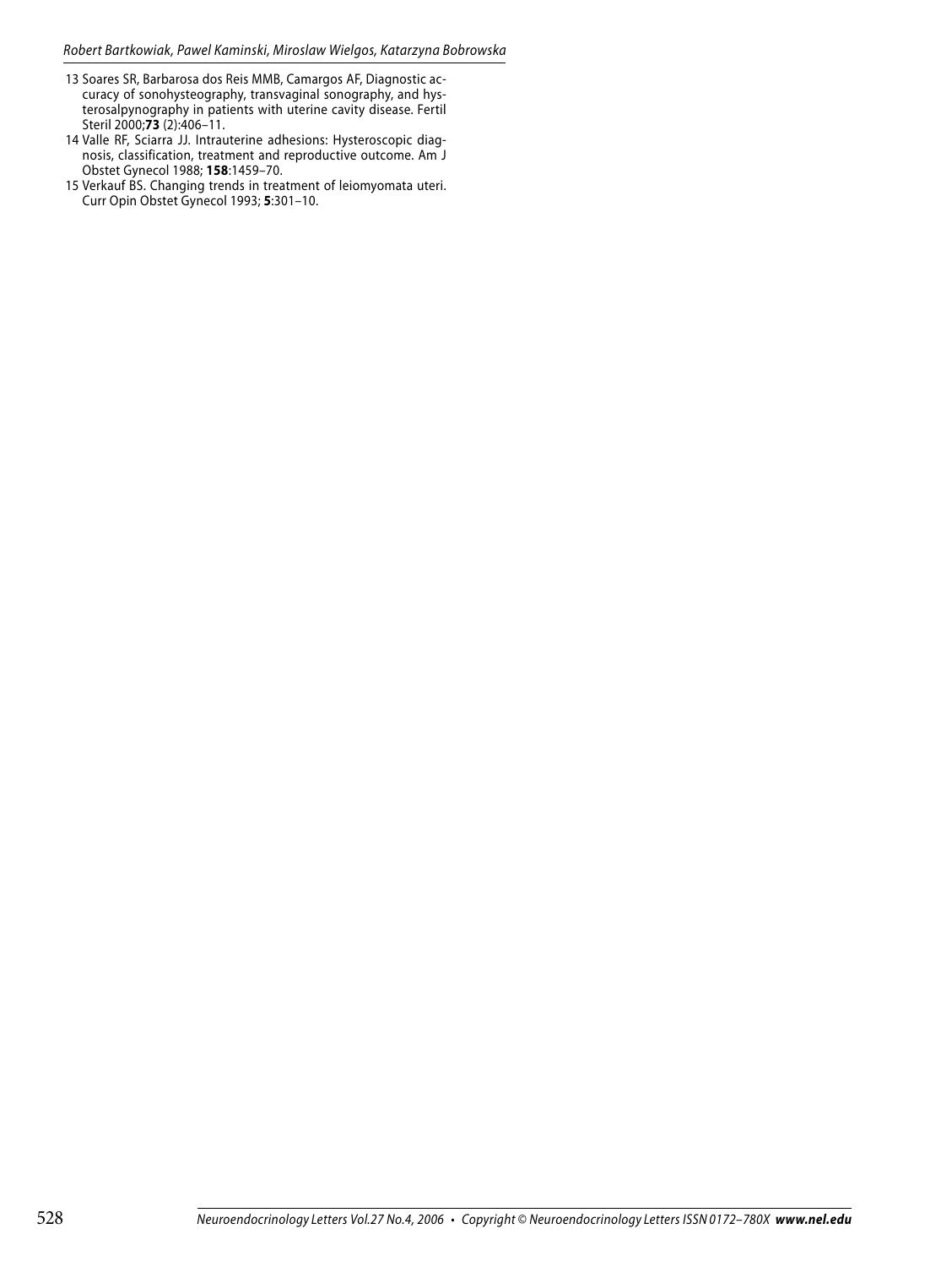13 Soares SR, Barbarosa dos Reis MMB, Camargos AF, Diagnostic accuracy of sonohysteography, transvaginal sonography, and hysterosalpynography in patients with uterine cavity disease. Fertil Steril 2000;**73** (2):406–11.

14 Valle RF, Sciarra JJ. Intrauterine adhesions: Hysteroscopic diagnosis, classification, treatment and reproductive outcome. Am J Obstet Gynecol 1988; **158**:1459–70.

15 Verkauf BS. Changing trends in treatment of leiomyomata uteri. Curr Opin Obstet Gynecol 1993; **5**:301–10.